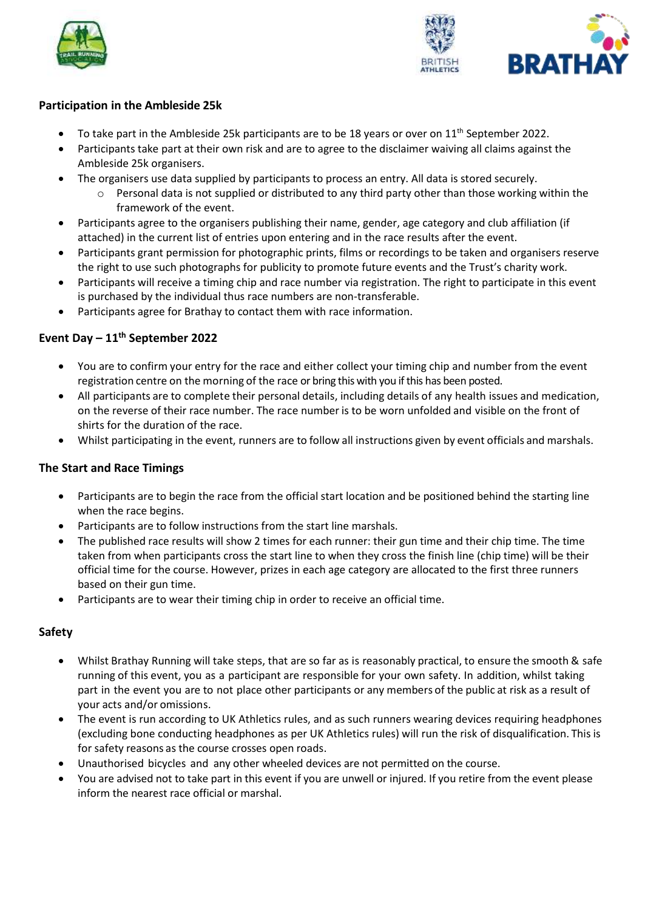### Participation in the Ambleside 25k

- To take part in the Ambleside 25k participants are to be 18 years or over on 11th September 2022.
- Participants take part at their own risk and are to agree to the disclaimer waiving all claims against the Ambleside 25k organisers.
- The organisers use data supplied by participants to process an entry. All data is stored securely.
    - Personal data is not supplied or distributed to any third party other than those working within the framework of the event.
- Participants agree to the organisers publishing their name, gender, age category and club affiliation (if attached) in the current list of entries upon entering and in the race results after the event.
- Participants grant permission for photographic prints, films or recordings to be taken and organisers reserve the right to use such photographs for publicity to promote future events and the Trust's charity work.
- Participants will receive a timing chip and race number via registration. The right to participate in this event is purchased by the individual thus race numbers are non-transferable.
- Participants agree for Brathay to contact them with race information.

### Event Day – 11th September 2022

- You are to confirm your entry for the race and either collect your timing chip and number from the event registration centre on the morning of the race or bring this with you if this has been posted.
- All participants are to complete their personal details, including details of any health issues and medication, on the reverse of their race number. The race number is to be worn unfolded and visible on the front of shirts for the duration of the race.
- Whilst participating in the event, runners are to follow all instructions given by event officials and marshals.

### The Start and Race Timings

- Participants are to begin the race from the official start location and be positioned behind the starting line when the race begins.
- Participants are to follow instructions from the start line marshals.
- The published race results will show 2 times for each runner: their gun time and their chip time. The time taken from when participants cross the start line to when they cross the finish line (chip time) will be their official time for the course. However, prizes in each age category are allocated to the first three runners based on their gun time.
- Participants are to wear their timing chip in order to receive an official time.

### Safety

- Whilst Brathay Running will take steps, that are so far as is reasonably practical, to ensure the smooth & safe running of this event, you as a participant are responsible for your own safety. In addition, whilst taking part in the event you are to not place other participants or any members of the public at risk as a result of your acts and/or omissions.
- The event is run according to UK Athletics rules, and as such runners wearing devices requiring headphones (excluding bone conducting headphones as per UK Athletics rules) will run the risk of disqualification. This is for safety reasons as the course crosses open roads.
- Unauthorised bicycles and any other wheeled devices are not permitted on the course.
- You are advised not to take part in this event if you are unwell or injured. If you retire from the event please inform the nearest race official or marshal.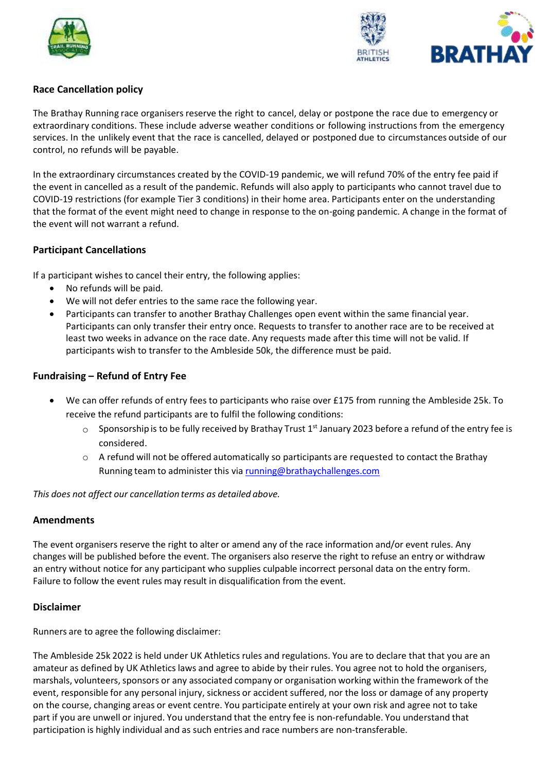## Race Cancellation policy

The Brathay Running race organisers reserve the right to cancel, delay or postpone the race due to emergency or extraordinary conditions. These include adverse weather conditions or following instructions from the emergency services. In the unlikely event that the race is cancelled, delayed or postponed due to circumstances outside of our control, no refunds will be payable.

In the extraordinary circumstances created by the COVID-19 pandemic, we will refund 70% of the entry fee paid if the event in cancelled as a result of the pandemic. Refunds will also apply to participants who cannot travel due to COVID-19 restrictions (for example Tier 3 conditions) in their home area. Participants enter on the understanding that the format of the event might need to change in response to the on-going pandemic. A change in the format of the event will not warrant a refund.

## Participant Cancellations

If a participant wishes to cancel their entry, the following applies:

- No refunds will be paid.
- We will not defer entries to the same race the following year.
- Participants can transfer to another Brathay Challenges open event within the same financial year. Participants can only transfer their entry once. Requests to transfer to another race are to be received at least two weeks in advance on the race date. Any requests made after this time will not be valid. If participants wish to transfer to the Ambleside 50k, the difference must be paid.

## Fundraising – Refund of Entry Fee

- We can offer refunds of entry fees to participants who raise over £175 from running the Ambleside 25k. To receive the refund participants are to fulfil the following conditions:
    - Sponsorship is to be fully received by Brathay Trust 1st January 2023 before a refund of the entry fee is considered.
    - A refund will not be offered automatically so participants are requested to contact the Brathay Running team to administer this via running@brathaychallenges.com

*This does not affect our cancellation terms as detailed above.*

## Amendments

The event organisers reserve the right to alter or amend any of the race information and/or event rules. Any changes will be published before the event. The organisers also reserve the right to refuse an entry or withdraw an entry without notice for any participant who supplies culpable incorrect personal data on the entry form. Failure to follow the event rules may result in disqualification from the event.

## Disclaimer

Runners are to agree the following disclaimer:

The Ambleside 25k 2022 is held under UK Athletics rules and regulations. You are to declare that that you are an amateur as defined by UK Athletics laws and agree to abide by their rules. You agree not to hold the organisers, marshals, volunteers, sponsors or any associated company or organisation working within the framework of the event, responsible for any personal injury, sickness or accident suffered, nor the loss or damage of any property on the course, changing areas or event centre. You participate entirely at your own risk and agree not to take part if you are unwell or injured. You understand that the entry fee is non-refundable. You understand that participation is highly individual and as such entries and race numbers are non-transferable.